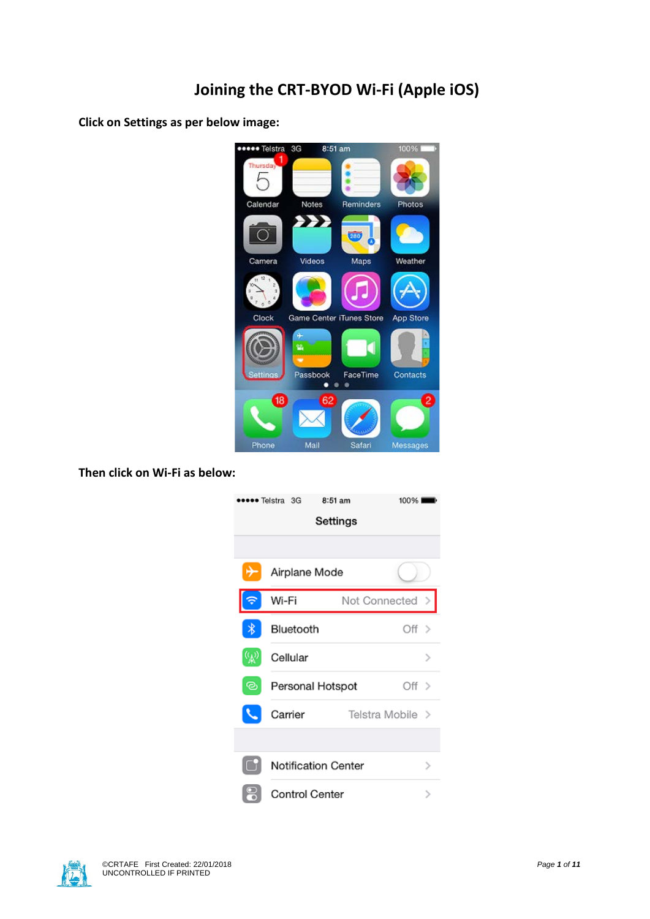# Joining the CRT-BYOD Wi-Fi (Apple iOS)

**Click on Settings as per below image:**

**Then click on Wi-Fi as below:**

©CRTAFE First Created: 22/01/2018
UNCONTROLLED IF PRINTED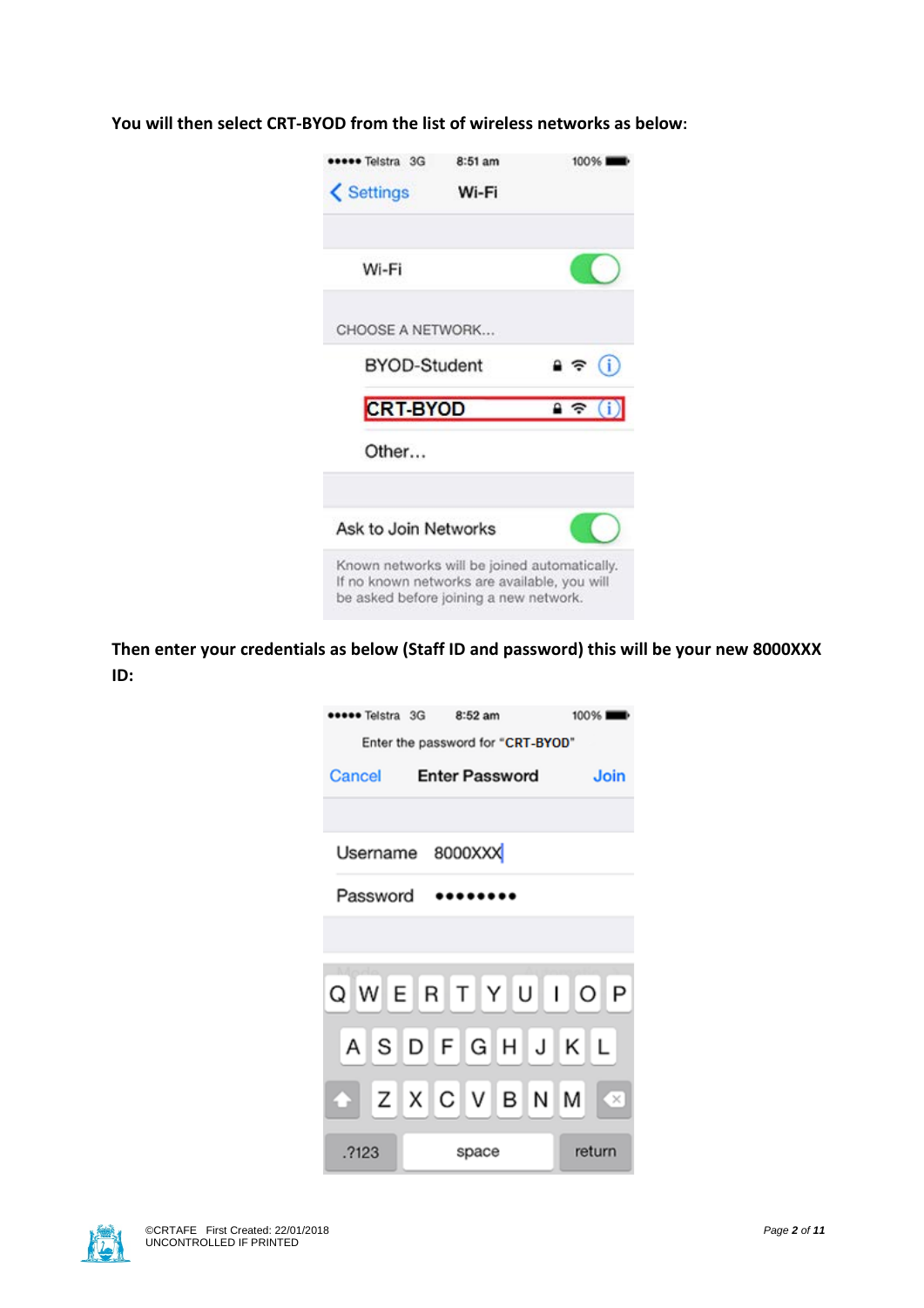**You will then select CRT-BYOD from the list of wireless networks as below:**

**Then enter your credentials as below (Staff ID and password) this will be your new 8000XXX ID:**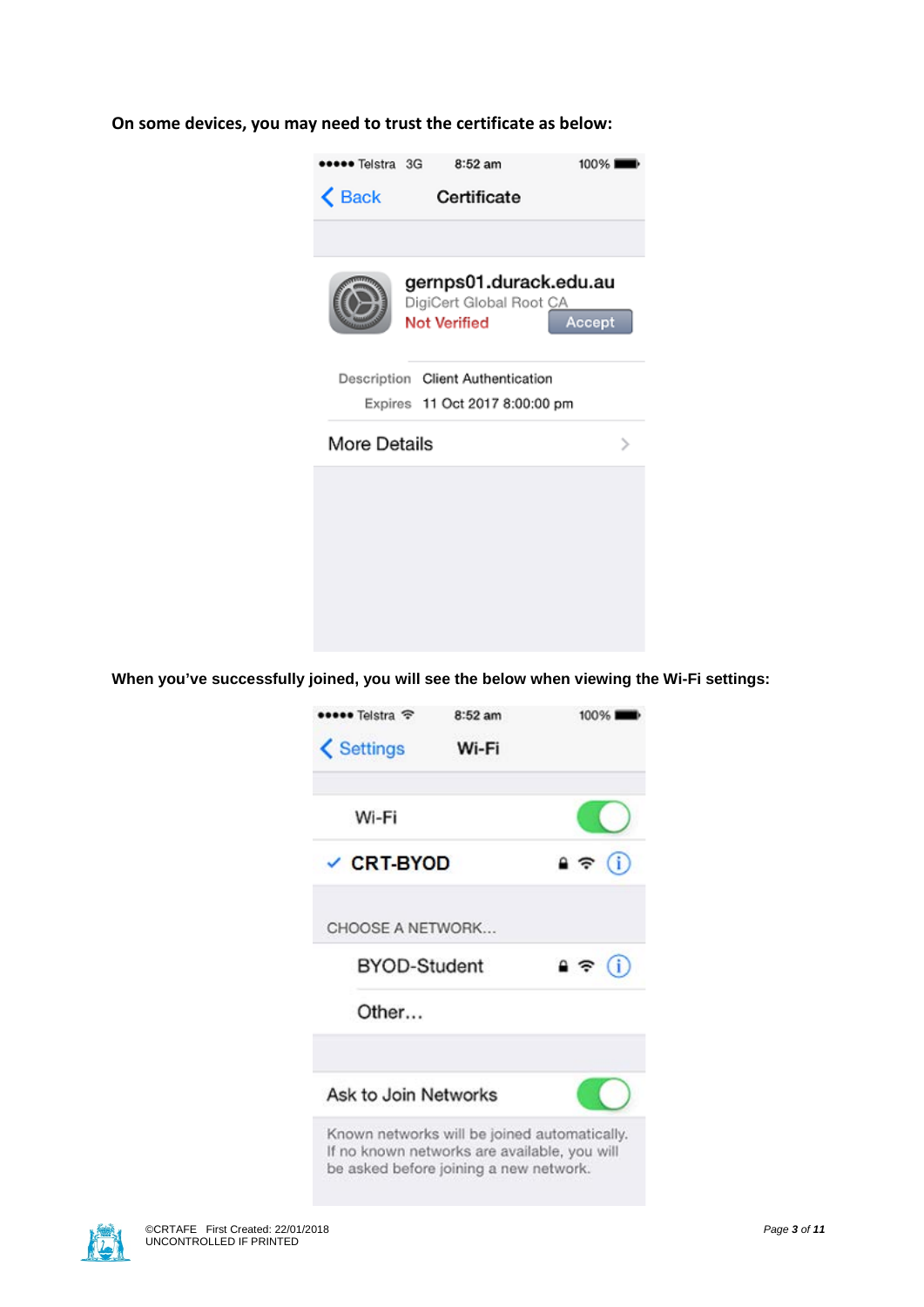**On some devices, you may need to trust the certificate as below:**

**When you've successfully joined, you will see the below when viewing the Wi-Fi settings:**

©CRTAFE First Created: 22/01/2018
UNCONTROLLED IF PRINTED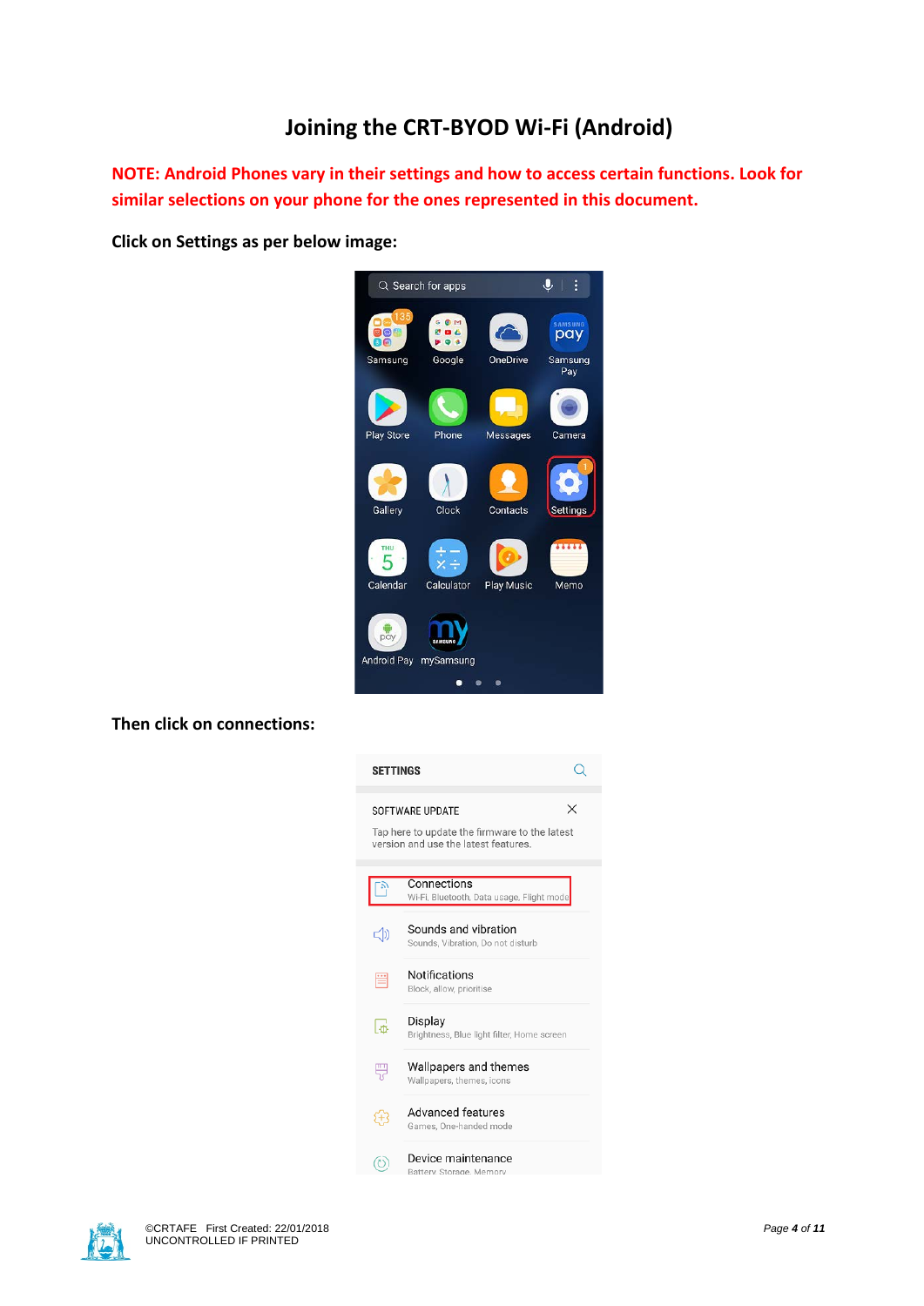# Joining the CRT-BYOD Wi-Fi (Android)

**NOTE: Android Phones vary in their settings and how to access certain functions. Look for similar selections on your phone for the ones represented in this document.**

**Click on Settings as per below image:**

**Then click on connections:**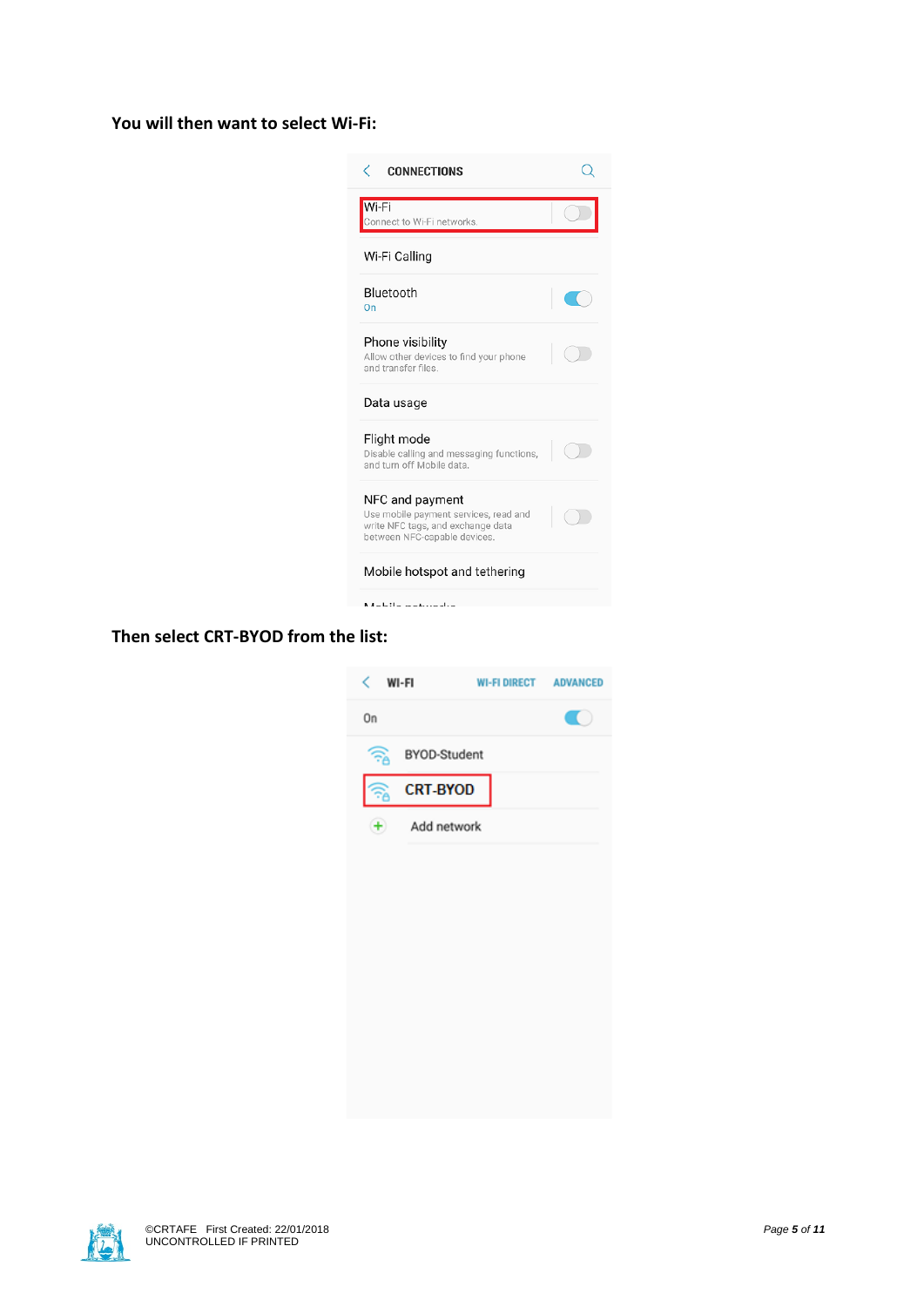**You will then want to select Wi-Fi:**

**Then select CRT-BYOD from the list:**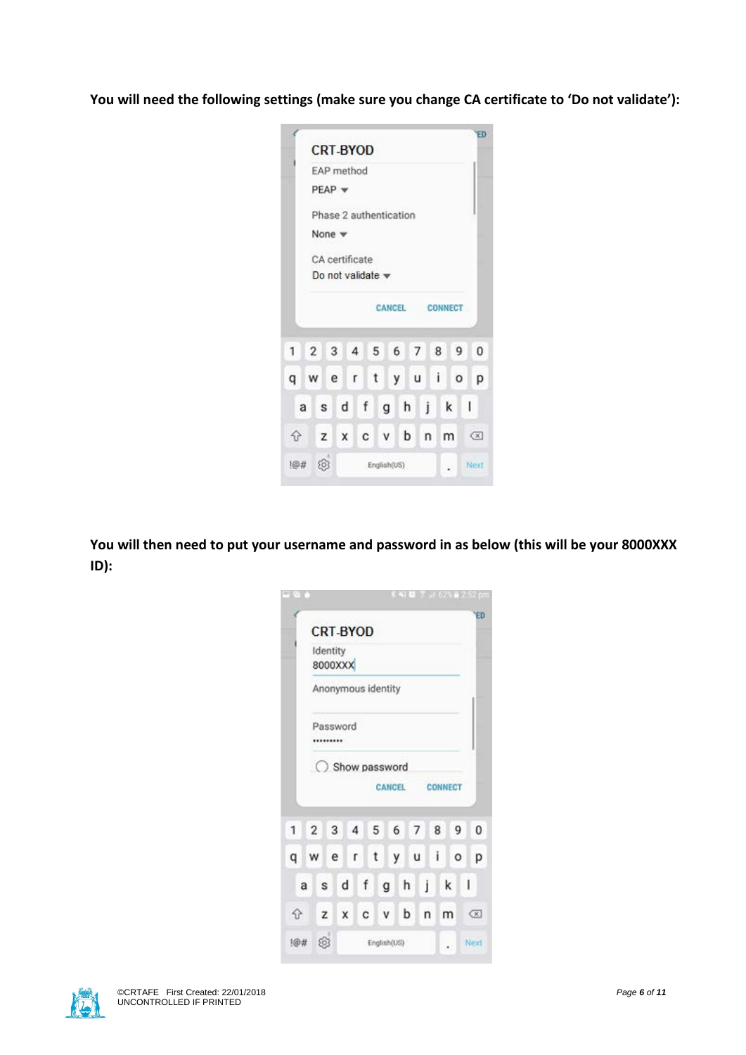**You will need the following settings (make sure you change CA certificate to 'Do not validate'):**

**You will then need to put your username and password in as below (this will be your 8000XXX ID):**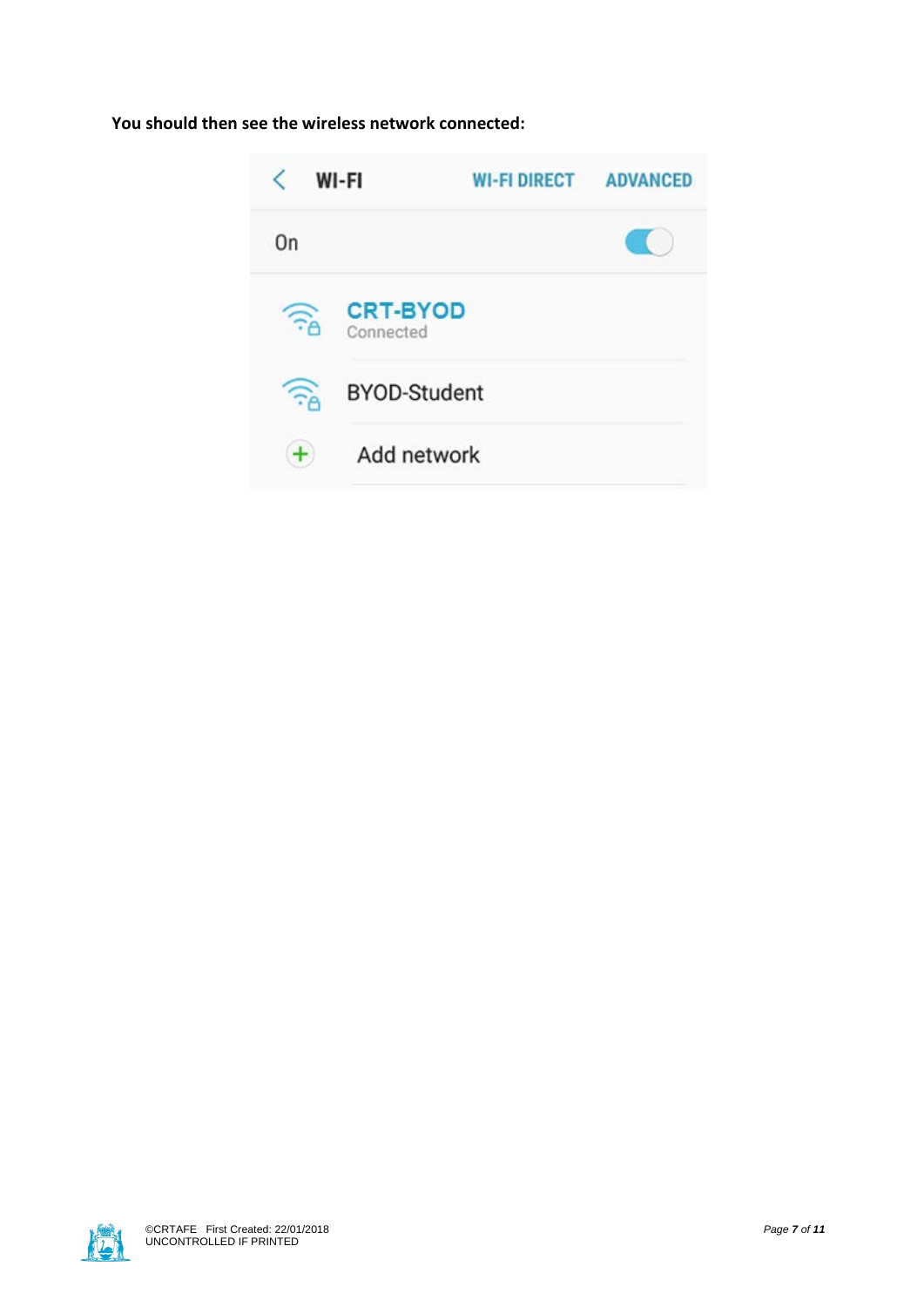**You should then see the wireless network connected:**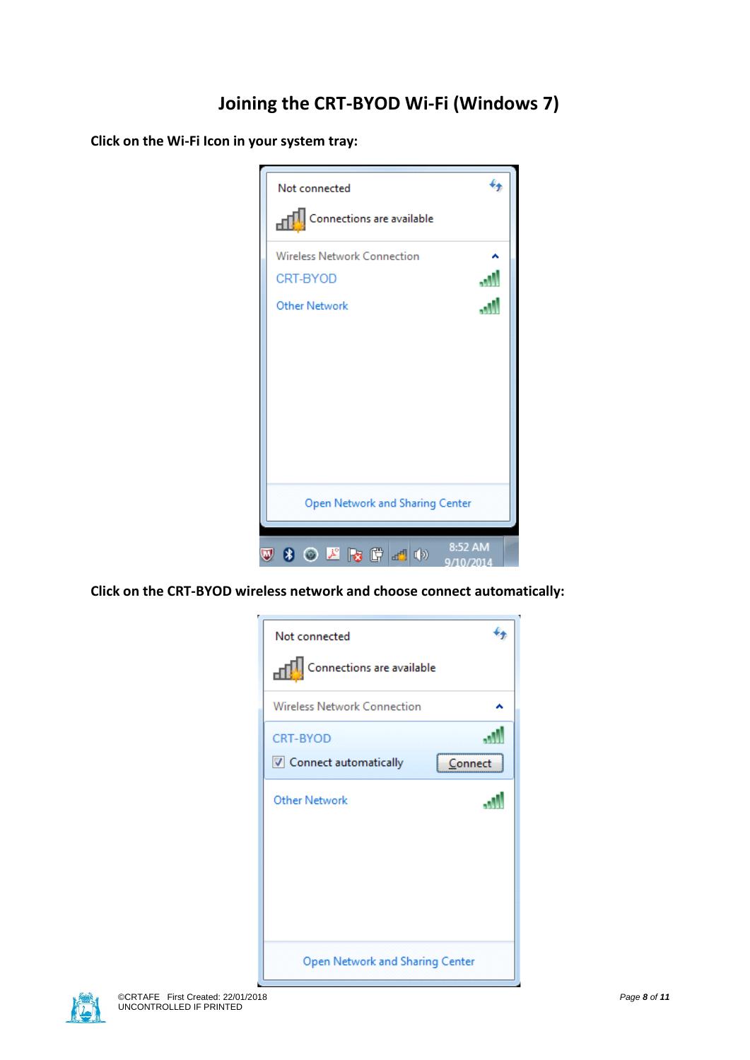# Joining the CRT-BYOD Wi-Fi (Windows 7)

**Click on the Wi-Fi Icon in your system tray:**

**Click on the CRT-BYOD wireless network and choose connect automatically:**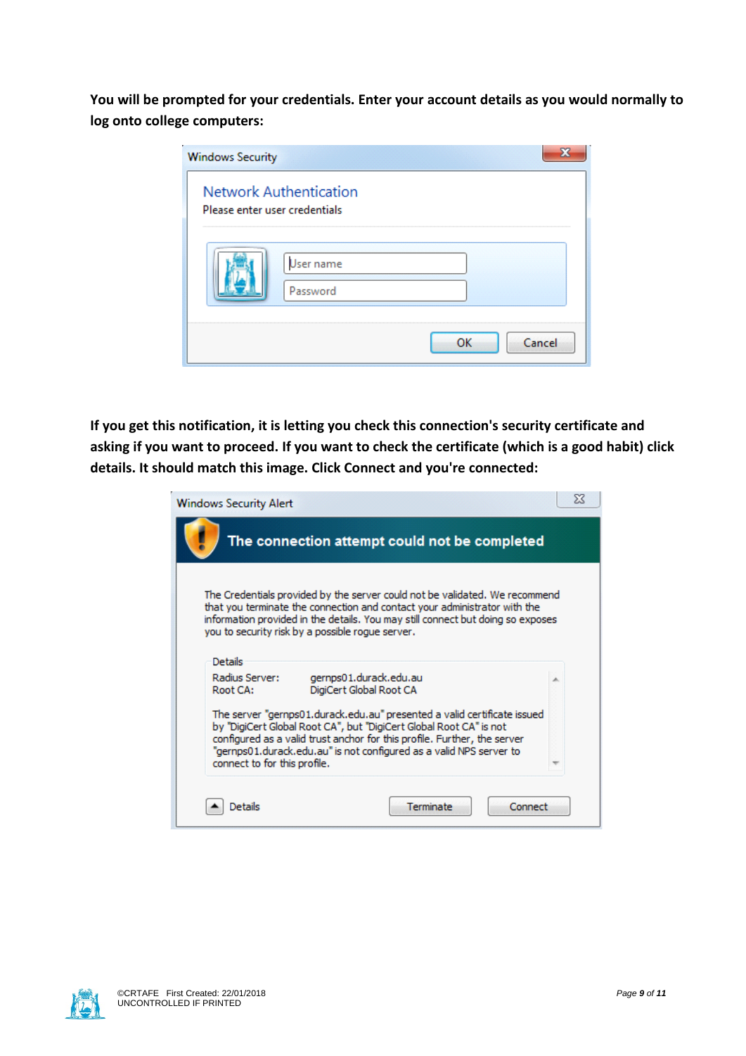**You will be prompted for your credentials. Enter your account details as you would normally to log onto college computers:**

Windows Security

Network Authentication

Please enter user credentials

User name

Password

OK Cancel

**If you get this notification, it is letting you check this connection's security certificate and asking if you want to proceed. If you want to check the certificate (which is a good habit) click details. It should match this image. Click Connect and you're connected:**

Windows Security Alert

The connection attempt could not be completed

The Credentials provided by the server could not be validated. We recommend that you terminate the connection and contact your administrator with the information provided in the details. You may still connect but doing so exposes you to security risk by a possible rogue server.

Details

Radius Server: gernps01.durack.edu.au

Root CA: DigiCert Global Root CA

The server "gernps01.durack.edu.au" presented a valid certificate issued by "DigiCert Global Root CA", but "DigiCert Global Root CA" is not configured as a valid trust anchor for this profile. Further, the server "gernps01.durack.edu.au" is not configured as a valid NPS server to connect to for this profile.

Details Terminate Connect

©CRTAFE First Created: 22/01/2018
UNCONTROLLED IF PRINTED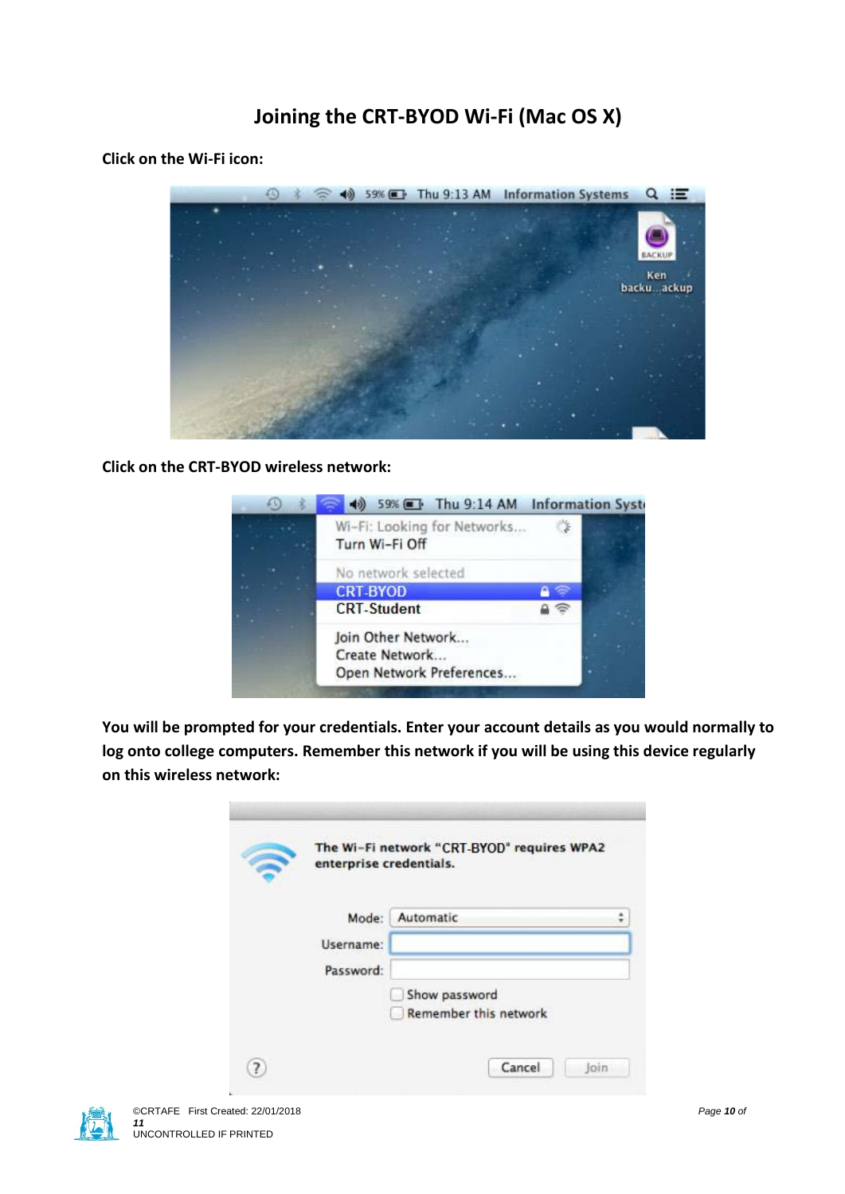# Joining the CRT-BYOD Wi-Fi (Mac OS X)

**Click on the Wi-Fi icon:**

**Click on the CRT-BYOD wireless network:**

**You will be prompted for your credentials. Enter your account details as you would normally to log onto college computers. Remember this network if you will be using this device regularly on this wireless network:**

©CRTAFE First Created: 22/01/2018
UNCONTROLLED IF PRINTED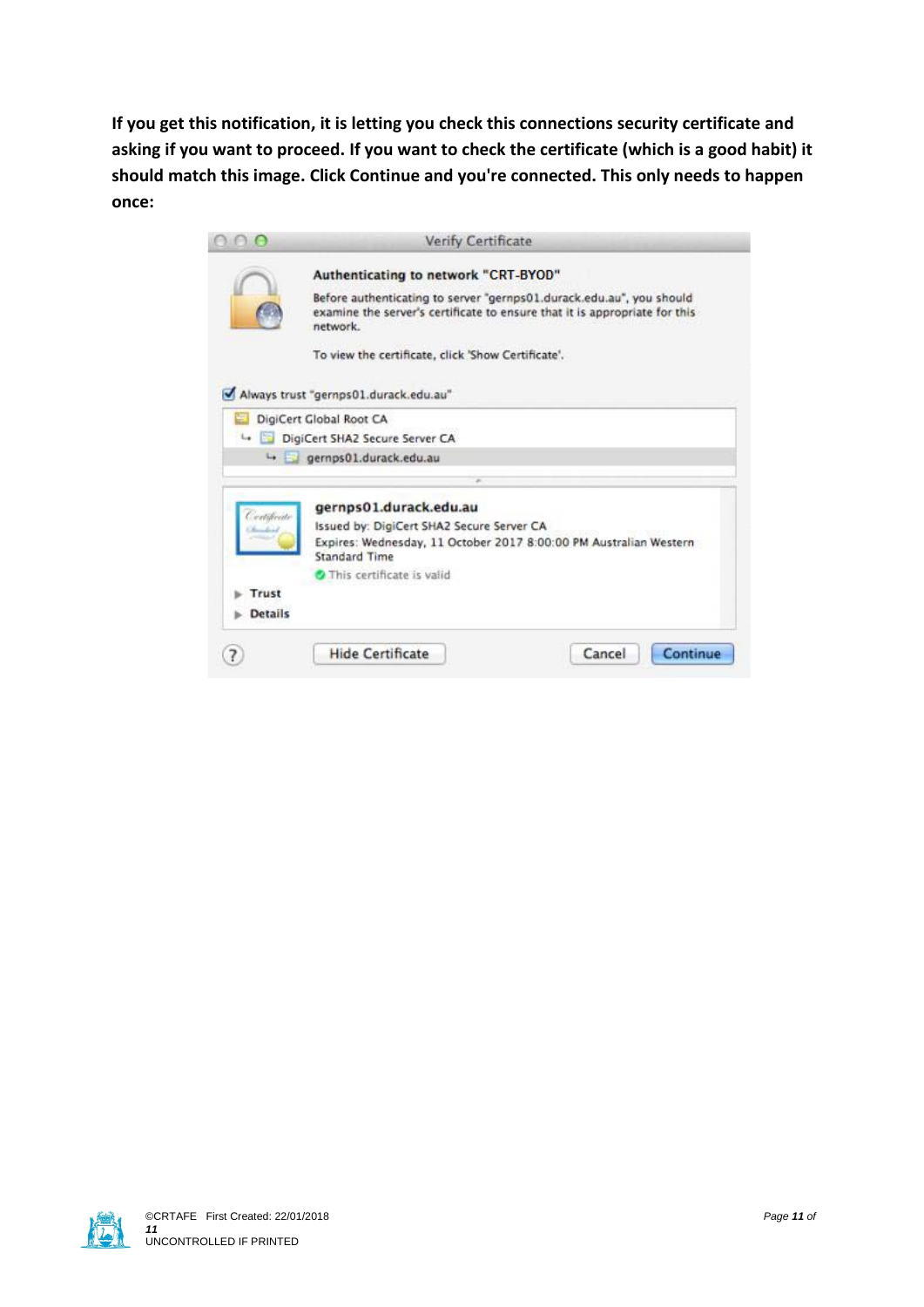**If you get this notification, it is letting you check this connections security certificate and asking if you want to proceed. If you want to check the certificate (which is a good habit) it should match this image. Click Continue and you're connected. This only needs to happen once:**

Verify Certificate

**Authenticating to network "CRT-BYOD"**

Before authenticating to server "gernps01.durack.edu.au", you should examine the server's certificate to ensure that it is appropriate for this network.

To view the certificate, click 'Show Certificate'.

Always trust "gernps01.durack.edu.au"

DigiCert Global Root CA
↳ DigiCert SHA2 Secure Server CA
↳ gernps01.durack.edu.au

**gernps01.durack.edu.au**
Issued by: DigiCert SHA2 Secure Server CA
Expires: Wednesday, 11 October 2017 8:00:00 PM Australian Western Standard Time
This certificate is valid

Trust
Details

Hide Certificate | Cancel | Continue